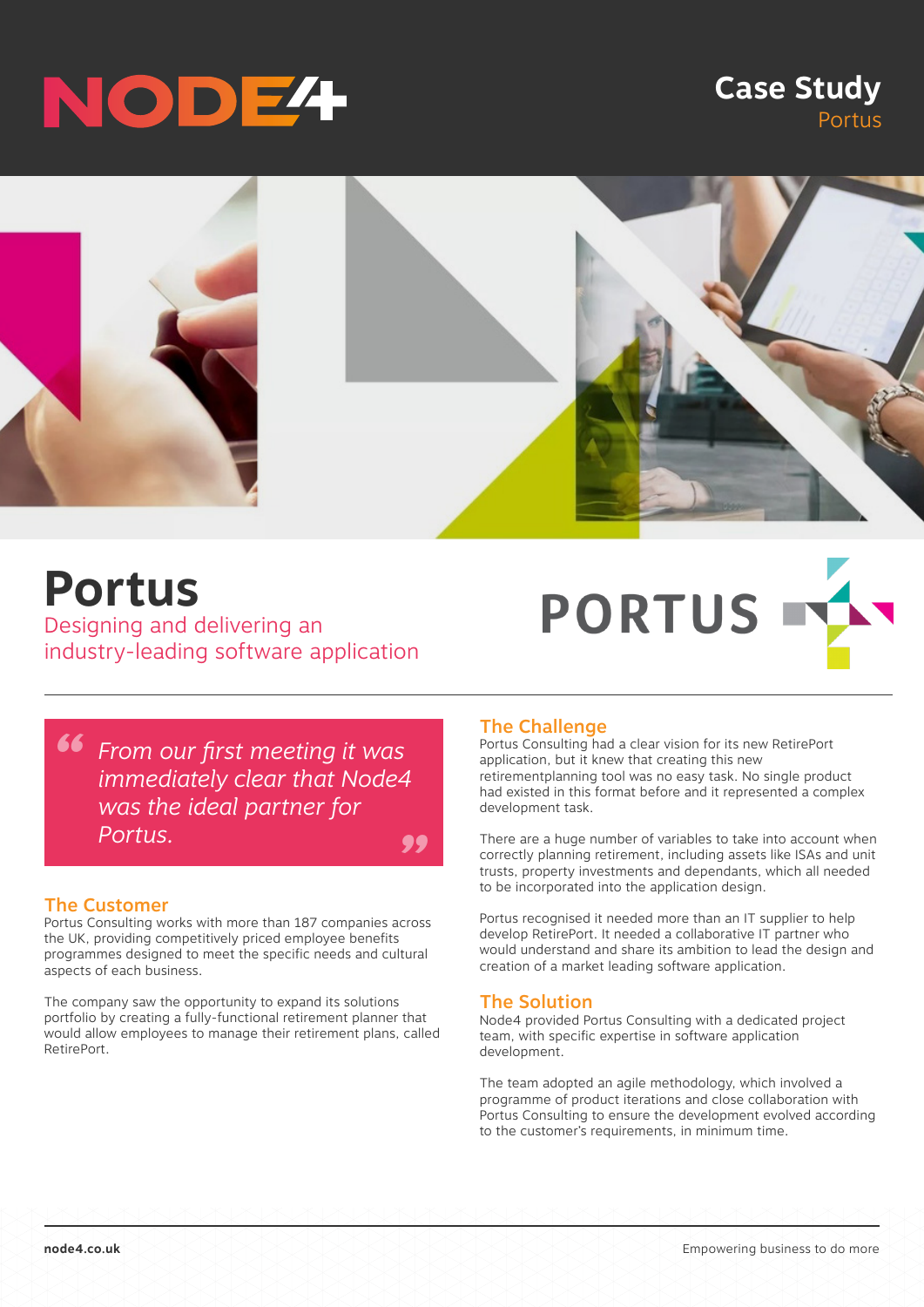# Case Study

Portus

# Portus

Designing and delivering an industry-leading software application

> *From our first meeting it was immediately clear that Node4 was the ideal partner for Portus.*

## The Customer

Portus Consulting works with more than 187 companies across the UK, providing competitively priced employee benefits programmes designed to meet the specific needs and cultural aspects of each business.

The company saw the opportunity to expand its solutions portfolio by creating a fully-functional retirement planner that would allow employees to manage their retirement plans, called RetirePort.

## The Challenge

Portus Consulting had a clear vision for its new RetirePort application, but it knew that creating this new retirementplanning tool was no easy task. No single product had existed in this format before and it represented a complex development task.

There are a huge number of variables to take into account when correctly planning retirement, including assets like ISAs and unit trusts, property investments and dependants, which all needed to be incorporated into the application design.

Portus recognised it needed more than an IT supplier to help develop RetirePort. It needed a collaborative IT partner who would understand and share its ambition to lead the design and creation of a market leading software application.

## The Solution

Node4 provided Portus Consulting with a dedicated project team, with specific expertise in software application development.

The team adopted an agile methodology, which involved a programme of product iterations and close collaboration with Portus Consulting to ensure the development evolved according to the customer's requirements, in minimum time.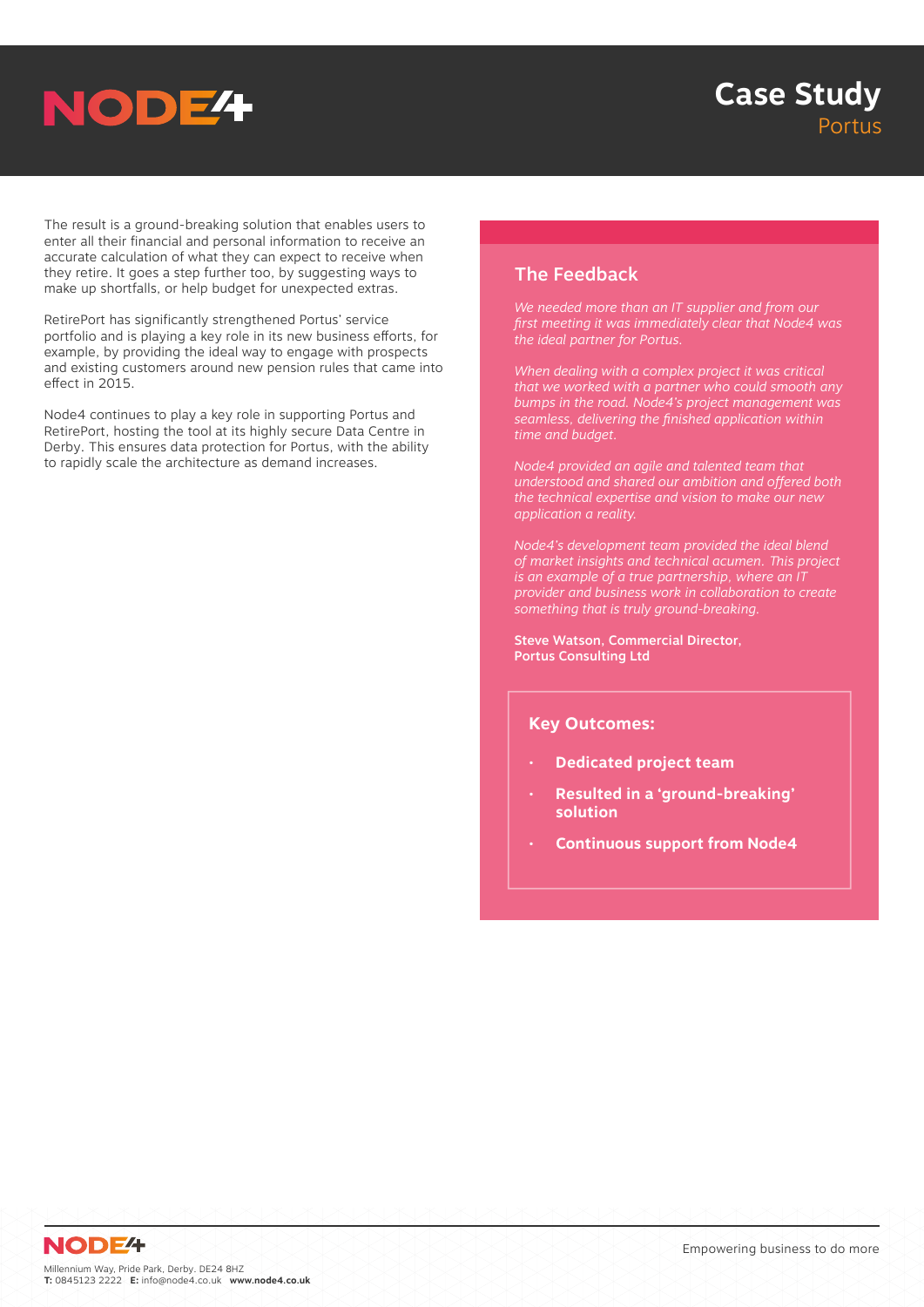The result is a ground-breaking solution that enables users to enter all their financial and personal information to receive an accurate calculation of what they can expect to receive when they retire. It goes a step further too, by suggesting ways to make up shortfalls, or help budget for unexpected extras.

RetirePort has significantly strengthened Portus' service portfolio and is playing a key role in its new business efforts, for example, by providing the ideal way to engage with prospects and existing customers around new pension rules that came into effect in 2015.

Node4 continues to play a key role in supporting Portus and RetirePort, hosting the tool at its highly secure Data Centre in Derby. This ensures data protection for Portus, with the ability to rapidly scale the architecture as demand increases.

## The Feedback

*We needed more than an IT supplier and from our first meeting it was immediately clear that Node4 was the ideal partner for Portus.*

*When dealing with a complex project it was critical that we worked with a partner who could smooth any bumps in the road. Node4's project management was seamless, delivering the finished application within time and budget.*

*Node4 provided an agile and talented team that understood and shared our ambition and offered both the technical expertise and vision to make our new application a reality.*

*Node4's development team provided the ideal blend of market insights and technical acumen. This project is an example of a true partnership, where an IT provider and business work in collaboration to create something that is truly ground-breaking.*

**Steve Watson, Commercial Director, Portus Consulting Ltd**

### Key Outcomes:

- **Dedicated project team**
- **Resulted in a 'ground-breaking' solution**
- **Continuous support from Node4**